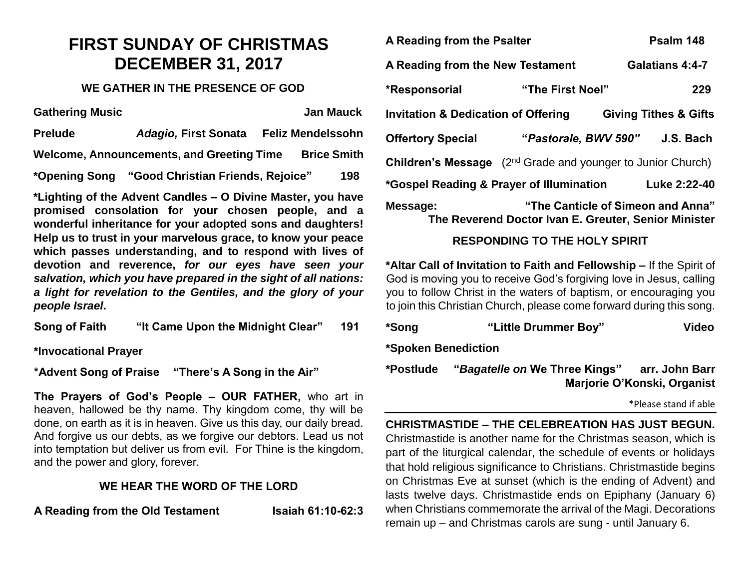# FIRST SUNDAY OF CHRISTMAS
# DECEMBER 31, 2017

### WE GATHER IN THE PRESENCE OF GOD

**Gathering Music** **Jan Mauck**

**Prelude** ***Adagio,* First Sonata** **Feliz Mendelssohn**

**Welcome, Announcements, and Greeting Time** **Brice Smith**

**\*Opening Song** **"Good Christian Friends, Rejoice"** **198**

**\*Lighting of the Advent Candles – O Divine Master, you have promised consolation for your chosen people, and a wonderful inheritance for your adopted sons and daughters! Help us to trust in your marvelous grace, to know your peace which passes understanding, and to respond with lives of devotion and reverence, *for our eyes have seen your salvation, which you have prepared in the sight of all nations: a light for revelation to the Gentiles, and the glory of your people Israel*.**

**Song of Faith** **"It Came Upon the Midnight Clear"** **191**

**\*Invocational Prayer**

**\*Advent Song of Praise** **"There's A Song in the Air"**

**The Prayers of God's People – OUR FATHER,** who art in heaven, hallowed be thy name. Thy kingdom come, thy will be done, on earth as it is in heaven. Give us this day, our daily bread. And forgive us our debts, as we forgive our debtors. Lead us not into temptation but deliver us from evil. For Thine is the kingdom, and the power and glory, forever.

### WE HEAR THE WORD OF THE LORD

**A Reading from the Old Testament** **Isaiah 61:10-62:3**

**A Reading from the Psalter** **Psalm 148**

**A Reading from the New Testament** **Galatians 4:4-7**

**\*Responsorial** **"The First Noel"** **229**

**Invitation & Dedication of Offering** **Giving Tithes & Gifts**

**Offertory Special** **"*Pastorale, BWV 590*"** **J.S. Bach**

**Children's Message** (2nd Grade and younger to Junior Church)

**\*Gospel Reading & Prayer of Illumination** **Luke 2:22-40**

**Message:** **"The Canticle of Simeon and Anna"**
**The Reverend Doctor Ivan E. Greuter, Senior Minister**

### RESPONDING TO THE HOLY SPIRIT

**\*Altar Call of Invitation to Faith and Fellowship –** If the Spirit of God is moving you to receive God's forgiving love in Jesus, calling you to follow Christ in the waters of baptism, or encouraging you to join this Christian Church, please come forward during this song.

**\*Song** **"Little Drummer Boy"** **Video**

**\*Spoken Benediction**

**\*Postlude** **"*Bagatelle on* We Three Kings"** **arr. John Barr**
**Marjorie O'Konski, Organist**

\*Please stand if able

---

**CHRISTMASTIDE – THE CELEBREATION HAS JUST BEGUN.** Christmastide is another name for the Christmas season, which is part of the liturgical calendar, the schedule of events or holidays that hold religious significance to Christians. Christmastide begins on Christmas Eve at sunset (which is the ending of Advent) and lasts twelve days. Christmastide ends on Epiphany (January 6) when Christians commemorate the arrival of the Magi. Decorations remain up – and Christmas carols are sung - until January 6.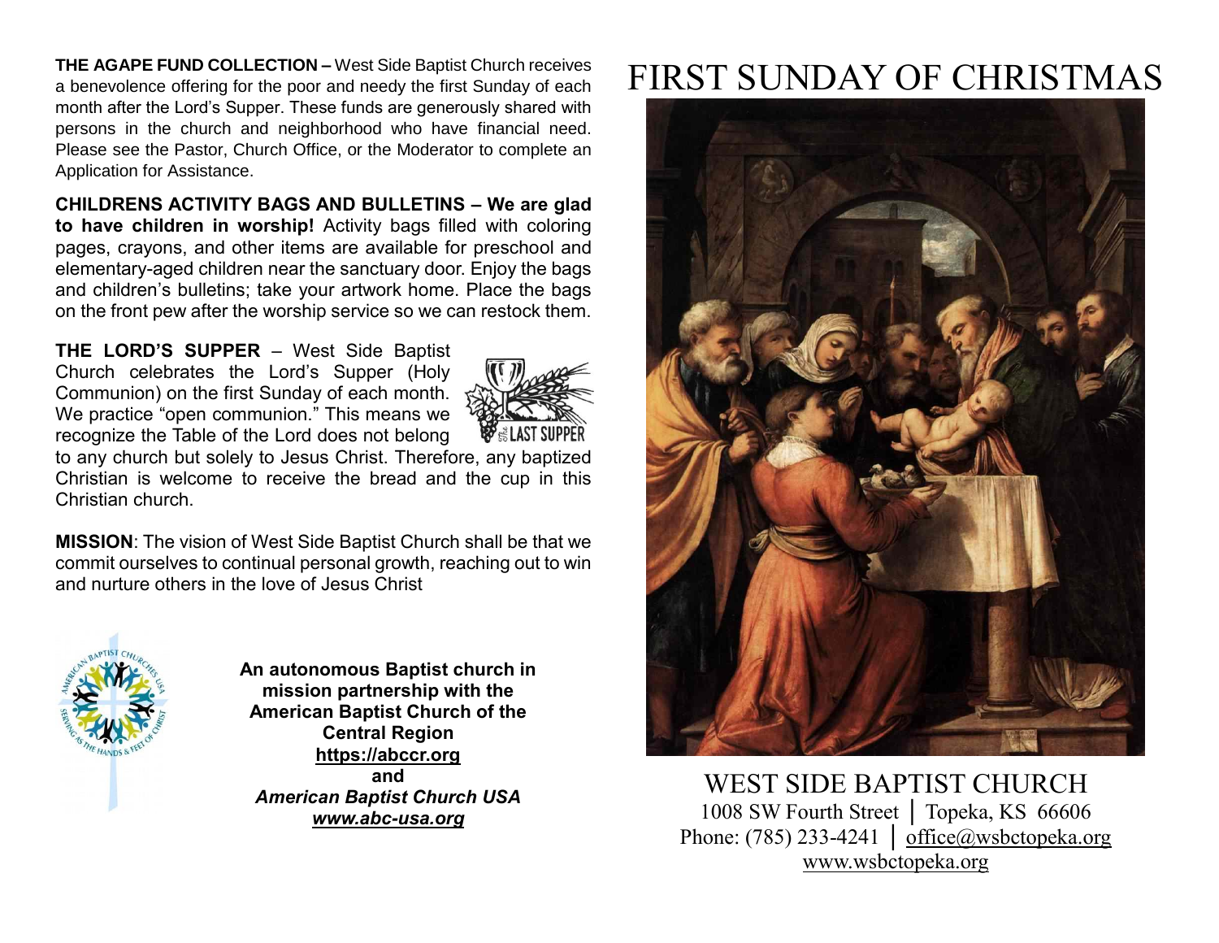**THE AGAPE FUND COLLECTION –** West Side Baptist Church receives a benevolence offering for the poor and needy the first Sunday of each month after the Lord's Supper. These funds are generously shared with persons in the church and neighborhood who have financial need. Please see the Pastor, Church Office, or the Moderator to complete an Application for Assistance.

**CHILDRENS ACTIVITY BAGS AND BULLETINS – We are glad to have children in worship!** Activity bags filled with coloring pages, crayons, and other items are available for preschool and elementary-aged children near the sanctuary door. Enjoy the bags and children's bulletins; take your artwork home. Place the bags on the front pew after the worship service so we can restock them.

**THE LORD'S SUPPER** – West Side Baptist Church celebrates the Lord's Supper (Holy Communion) on the first Sunday of each month. We practice "open communion." This means we recognize the Table of the Lord does not belong to any church but solely to Jesus Christ. Therefore, any baptized Christian is welcome to receive the bread and the cup in this Christian church.

**MISSION**: The vision of West Side Baptist Church shall be that we commit ourselves to continual personal growth, reaching out to win and nurture others in the love of Jesus Christ

**An autonomous Baptist church in mission partnership with the American Baptist Church of the Central Region**
**https://abccr.org**
**and**
***American Baptist Church USA***
***www.abc-usa.org***

# FIRST SUNDAY OF CHRISTMAS

WEST SIDE BAPTIST CHURCH
1008 SW Fourth Street | Topeka, KS 66606
Phone: (785) 233-4241 | office@wsbctopeka.org
www.wsbctopeka.org